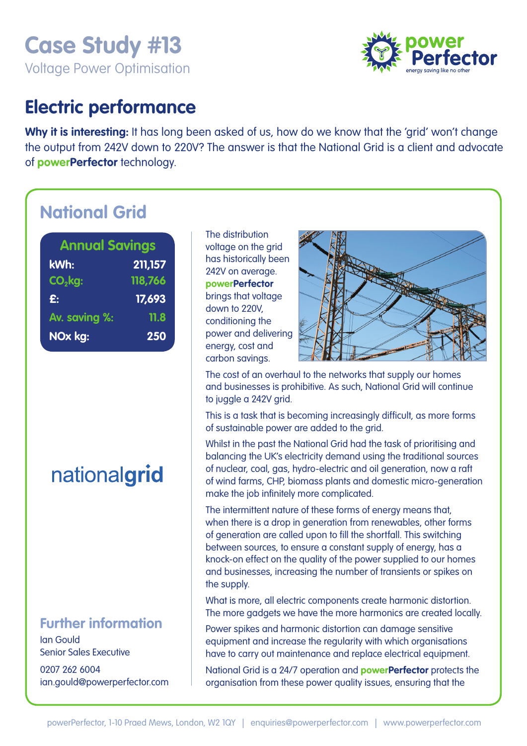# Case Study #13

Voltage Power Optimisation

## Electric performance

**Why it is interesting:** It has long been asked of us, how do we know that the 'grid' won't change the output from 242V down to 220V? The answer is that the National Grid is a client and advocate of **powerPerfector** technology.

## National Grid

| Annual Savings | |
|---|---|
| kWh: | 211,157 |
| $CO_2$kg: | 118,766 |
| £: | 17,693 |
| Av. saving %: | 11.8 |
| NOx kg: | 250 |

nationalgrid

The distribution voltage on the grid has historically been 242V on average. **powerPerfector** brings that voltage down to 220V, conditioning the power and delivering energy, cost and carbon savings.

The cost of an overhaul to the networks that supply our homes and businesses is prohibitive. As such, National Grid will continue to juggle a 242V grid.

This is a task that is becoming increasingly difficult, as more forms of sustainable power are added to the grid.

Whilst in the past the National Grid had the task of prioritising and balancing the UK's electricity demand using the traditional sources of nuclear, coal, gas, hydro-electric and oil generation, now a raft of wind farms, CHP, biomass plants and domestic micro-generation make the job infinitely more complicated.

The intermittent nature of these forms of energy means that, when there is a drop in generation from renewables, other forms of generation are called upon to fill the shortfall. This switching between sources, to ensure a constant supply of energy, has a knock-on effect on the quality of the power supplied to our homes and businesses, increasing the number of transients or spikes on the supply.

What is more, all electric components create harmonic distortion. The more gadgets we have the more harmonics are created locally.

Power spikes and harmonic distortion can damage sensitive equipment and increase the regularity with which organisations have to carry out maintenance and replace electrical equipment.

National Grid is a 24/7 operation and **powerPerfector** protects the organisation from these power quality issues, ensuring that the

### Further information

Ian Gould
Senior Sales Executive

0207 262 6004
ian.gould@powerperfector.com

powerPerfector, 1-10 Praed Mews, London, W2 1QY | enquiries@powerperfector.com | www.powerperfector.com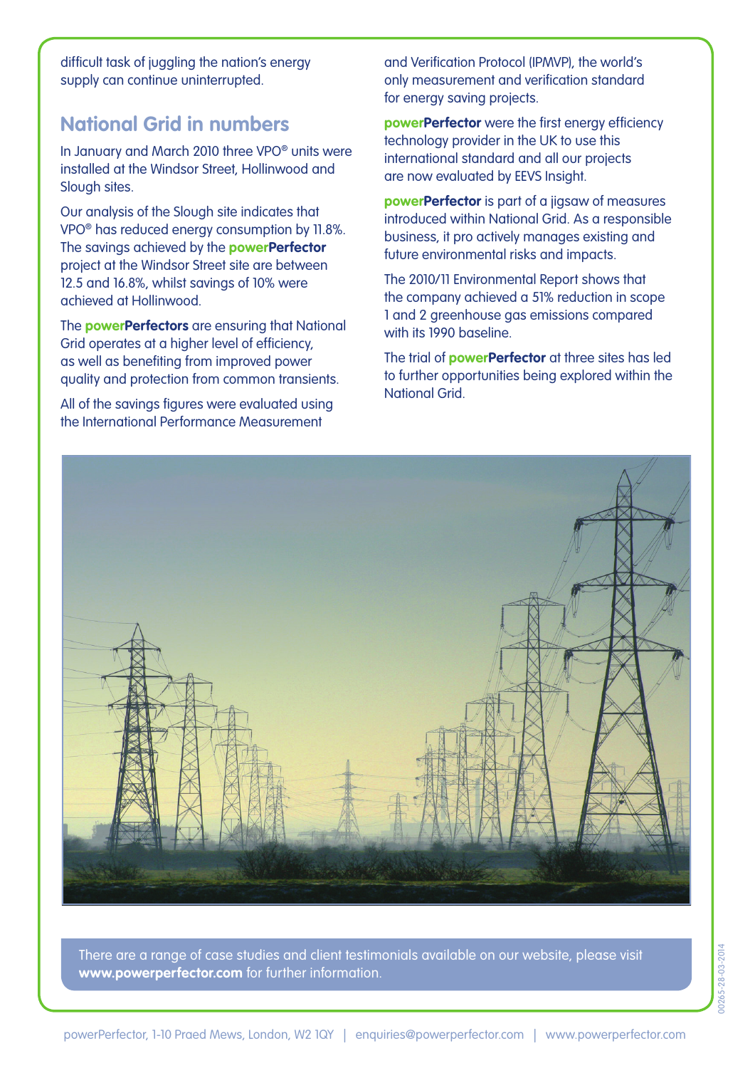difficult task of juggling the nation's energy supply can continue uninterrupted.

## National Grid in numbers

In January and March 2010 three VPO® units were installed at the Windsor Street, Hollinwood and Slough sites.

Our analysis of the Slough site indicates that VPO® has reduced energy consumption by 11.8%. The savings achieved by the **powerPerfector** project at the Windsor Street site are between 12.5 and 16.8%, whilst savings of 10% were achieved at Hollinwood.

The **powerPerfectors** are ensuring that National Grid operates at a higher level of efficiency, as well as benefiting from improved power quality and protection from common transients.

All of the savings figures were evaluated using the International Performance Measurement and Verification Protocol (IPMVP), the world's only measurement and verification standard for energy saving projects.

**powerPerfector** were the first energy efficiency technology provider in the UK to use this international standard and all our projects are now evaluated by EEVS Insight.

**powerPerfector** is part of a jigsaw of measures introduced within National Grid. As a responsible business, it pro actively manages existing and future environmental risks and impacts.

The 2010/11 Environmental Report shows that the company achieved a 51% reduction in scope 1 and 2 greenhouse gas emissions compared with its 1990 baseline.

The trial of **powerPerfector** at three sites has led to further opportunities being explored within the National Grid.

There are a range of case studies and client testimonials available on our website, please visit **www.powerperfector.com** for further information.

00265-28-03-2014

powerPerfector, 1-10 Praed Mews, London, W2 1QY | enquiries@powerperfector.com | www.powerperfector.com